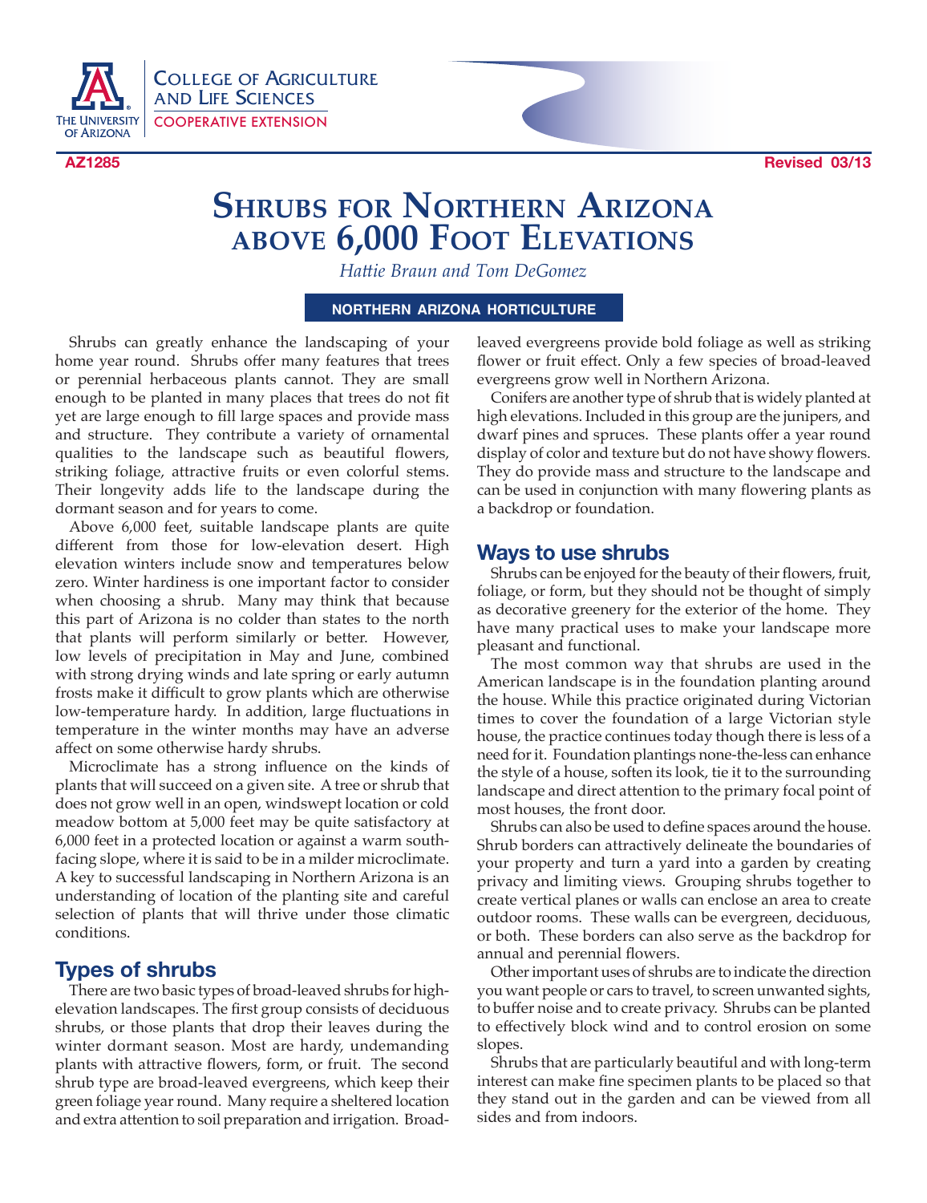College of Agriculture and Life Sciences

Cooperative Extension

AZ1285 Revised 03/13

# Shrubs for Northern Arizona above 6,000 Foot Elevations

*Hattie Braun and Tom DeGomez*

**NORTHERN ARIZONA HORTICULTURE**

Shrubs can greatly enhance the landscaping of your home year round. Shrubs offer many features that trees or perennial herbaceous plants cannot. They are small enough to be planted in many places that trees do not fit yet are large enough to fill large spaces and provide mass and structure. They contribute a variety of ornamental qualities to the landscape such as beautiful flowers, striking foliage, attractive fruits or even colorful stems. Their longevity adds life to the landscape during the dormant season and for years to come.

Above 6,000 feet, suitable landscape plants are quite different from those for low-elevation desert. High elevation winters include snow and temperatures below zero. Winter hardiness is one important factor to consider when choosing a shrub. Many may think that because this part of Arizona is no colder than states to the north that plants will perform similarly or better. However, low levels of precipitation in May and June, combined with strong drying winds and late spring or early autumn frosts make it difficult to grow plants which are otherwise low-temperature hardy. In addition, large fluctuations in temperature in the winter months may have an adverse affect on some otherwise hardy shrubs.

Microclimate has a strong influence on the kinds of plants that will succeed on a given site. A tree or shrub that does not grow well in an open, windswept location or cold meadow bottom at 5,000 feet may be quite satisfactory at 6,000 feet in a protected location or against a warm south-facing slope, where it is said to be in a milder microclimate. A key to successful landscaping in Northern Arizona is an understanding of location of the planting site and careful selection of plants that will thrive under those climatic conditions.

## Types of shrubs

There are two basic types of broad-leaved shrubs for high-elevation landscapes. The first group consists of deciduous shrubs, or those plants that drop their leaves during the winter dormant season. Most are hardy, undemanding plants with attractive flowers, form, or fruit. The second shrub type are broad-leaved evergreens, which keep their green foliage year round. Many require a sheltered location and extra attention to soil preparation and irrigation. Broad-leaved evergreens provide bold foliage as well as striking flower or fruit effect. Only a few species of broad-leaved evergreens grow well in Northern Arizona.

Conifers are another type of shrub that is widely planted at high elevations. Included in this group are the junipers, and dwarf pines and spruces. These plants offer a year round display of color and texture but do not have showy flowers. They do provide mass and structure to the landscape and can be used in conjunction with many flowering plants as a backdrop or foundation.

## Ways to use shrubs

Shrubs can be enjoyed for the beauty of their flowers, fruit, foliage, or form, but they should not be thought of simply as decorative greenery for the exterior of the home. They have many practical uses to make your landscape more pleasant and functional.

The most common way that shrubs are used in the American landscape is in the foundation planting around the house. While this practice originated during Victorian times to cover the foundation of a large Victorian style house, the practice continues today though there is less of a need for it. Foundation plantings none-the-less can enhance the style of a house, soften its look, tie it to the surrounding landscape and direct attention to the primary focal point of most houses, the front door.

Shrubs can also be used to define spaces around the house. Shrub borders can attractively delineate the boundaries of your property and turn a yard into a garden by creating privacy and limiting views. Grouping shrubs together to create vertical planes or walls can enclose an area to create outdoor rooms. These walls can be evergreen, deciduous, or both. These borders can also serve as the backdrop for annual and perennial flowers.

Other important uses of shrubs are to indicate the direction you want people or cars to travel, to screen unwanted sights, to buffer noise and to create privacy. Shrubs can be planted to effectively block wind and to control erosion on some slopes.

Shrubs that are particularly beautiful and with long-term interest can make fine specimen plants to be placed so that they stand out in the garden and can be viewed from all sides and from indoors.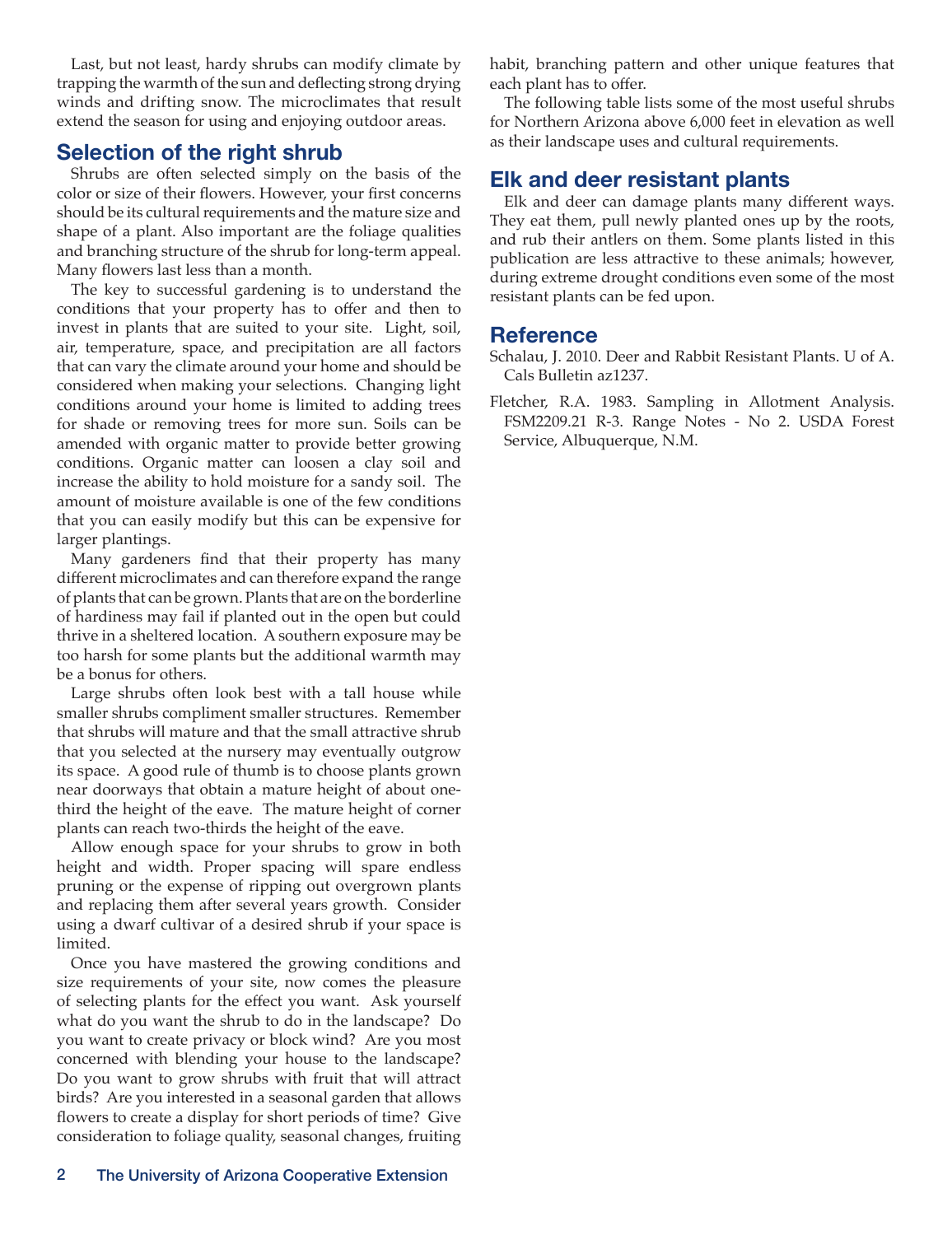Last, but not least, hardy shrubs can modify climate by trapping the warmth of the sun and deflecting strong drying winds and drifting snow. The microclimates that result extend the season for using and enjoying outdoor areas.

## Selection of the right shrub

Shrubs are often selected simply on the basis of the color or size of their flowers. However, your first concerns should be its cultural requirements and the mature size and shape of a plant. Also important are the foliage qualities and branching structure of the shrub for long-term appeal. Many flowers last less than a month.

The key to successful gardening is to understand the conditions that your property has to offer and then to invest in plants that are suited to your site. Light, soil, air, temperature, space, and precipitation are all factors that can vary the climate around your home and should be considered when making your selections. Changing light conditions around your home is limited to adding trees for shade or removing trees for more sun. Soils can be amended with organic matter to provide better growing conditions. Organic matter can loosen a clay soil and increase the ability to hold moisture for a sandy soil. The amount of moisture available is one of the few conditions that you can easily modify but this can be expensive for larger plantings.

Many gardeners find that their property has many different microclimates and can therefore expand the range of plants that can be grown. Plants that are on the borderline of hardiness may fail if planted out in the open but could thrive in a sheltered location. A southern exposure may be too harsh for some plants but the additional warmth may be a bonus for others.

Large shrubs often look best with a tall house while smaller shrubs compliment smaller structures. Remember that shrubs will mature and that the small attractive shrub that you selected at the nursery may eventually outgrow its space. A good rule of thumb is to choose plants grown near doorways that obtain a mature height of about one-third the height of the eave. The mature height of corner plants can reach two-thirds the height of the eave.

Allow enough space for your shrubs to grow in both height and width. Proper spacing will spare endless pruning or the expense of ripping out overgrown plants and replacing them after several years growth. Consider using a dwarf cultivar of a desired shrub if your space is limited.

Once you have mastered the growing conditions and size requirements of your site, now comes the pleasure of selecting plants for the effect you want. Ask yourself what do you want the shrub to do in the landscape? Do you want to create privacy or block wind? Are you most concerned with blending your house to the landscape? Do you want to grow shrubs with fruit that will attract birds? Are you interested in a seasonal garden that allows flowers to create a display for short periods of time? Give consideration to foliage quality, seasonal changes, fruiting habit, branching pattern and other unique features that each plant has to offer.

The following table lists some of the most useful shrubs for Northern Arizona above 6,000 feet in elevation as well as their landscape uses and cultural requirements.

## Elk and deer resistant plants

Elk and deer can damage plants many different ways. They eat them, pull newly planted ones up by the roots, and rub their antlers on them. Some plants listed in this publication are less attractive to these animals; however, during extreme drought conditions even some of the most resistant plants can be fed upon.

## Reference

Schalau, J. 2010. Deer and Rabbit Resistant Plants. U of A. Cals Bulletin az1237.

Fletcher, R.A. 1983. Sampling in Allotment Analysis. FSM2209.21 R-3. Range Notes - No 2. USDA Forest Service, Albuquerque, N.M.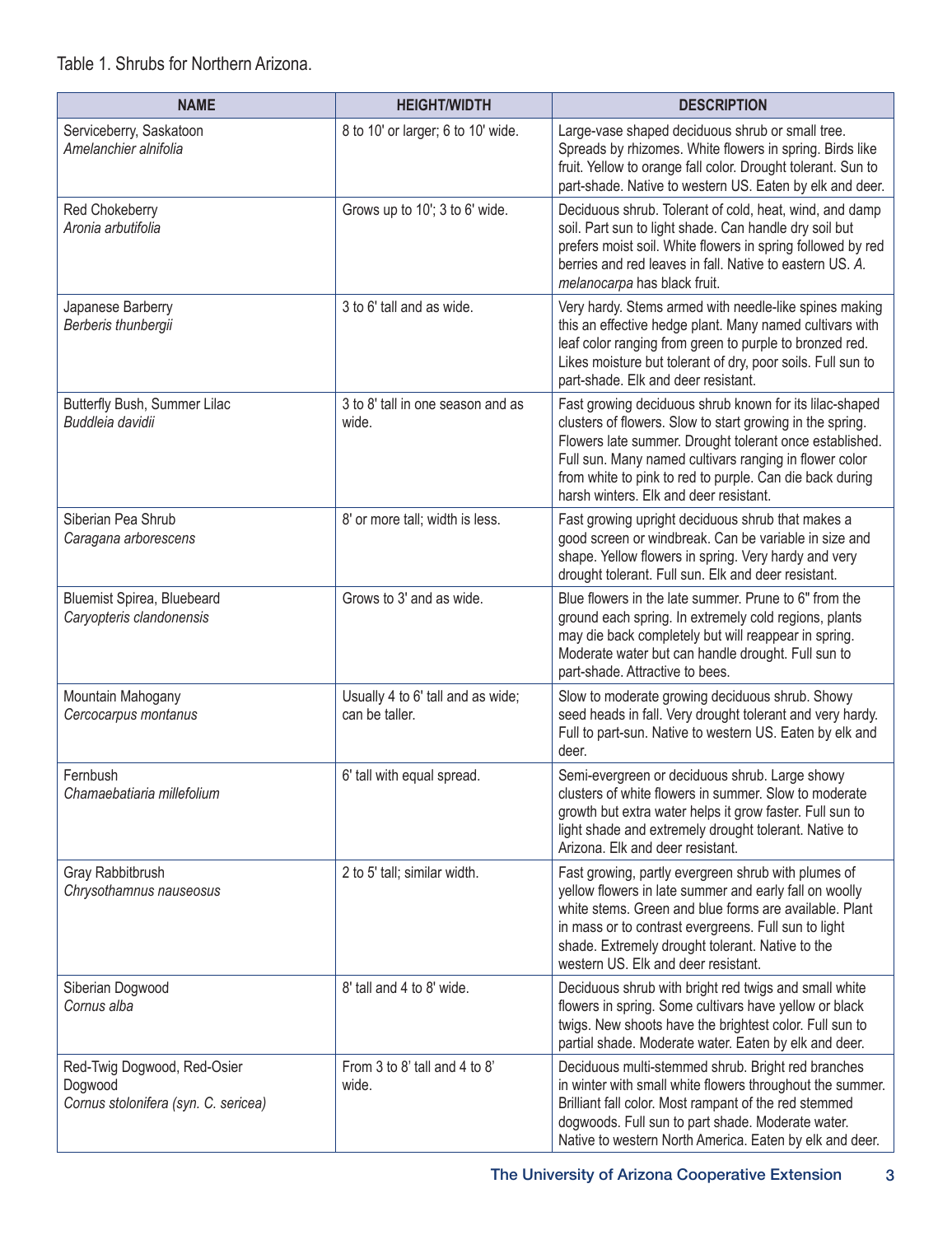Table 1. Shrubs for Northern Arizona.

| NAME | HEIGHT/WIDTH | DESCRIPTION |
|---|---|---|
| Serviceberry, Saskatoon *Amelanchier alnifolia* | 8 to 10' or larger; 6 to 10' wide. | Large-vase shaped deciduous shrub or small tree. Spreads by rhizomes. White flowers in spring. Birds like fruit. Yellow to orange fall color. Drought tolerant. Sun to part-shade. Native to western US. Eaten by elk and deer. |
| Red Chokeberry *Aronia arbutifolia* | Grows up to 10'; 3 to 6' wide. | Deciduous shrub. Tolerant of cold, heat, wind, and damp soil. Part sun to light shade. Can handle dry soil but prefers moist soil. White flowers in spring followed by red berries and red leaves in fall. Native to eastern US. *A. melanocarpa* has black fruit. |
| Japanese Barberry *Berberis thunbergii* | 3 to 6' tall and as wide. | Very hardy. Stems armed with needle-like spines making this an effective hedge plant. Many named cultivars with leaf color ranging from green to purple to bronzed red. Likes moisture but tolerant of dry, poor soils. Full sun to part-shade. Elk and deer resistant. |
| Butterfly Bush, Summer Lilac *Buddleia davidii* | 3 to 8' tall in one season and as wide. | Fast growing deciduous shrub known for its lilac-shaped clusters of flowers. Slow to start growing in the spring. Flowers late summer. Drought tolerant once established. Full sun. Many named cultivars ranging in flower color from white to pink to red to purple. Can die back during harsh winters. Elk and deer resistant. |
| Siberian Pea Shrub *Caragana arborescens* | 8' or more tall; width is less. | Fast growing upright deciduous shrub that makes a good screen or windbreak. Can be variable in size and shape. Yellow flowers in spring. Very hardy and very drought tolerant. Full sun. Elk and deer resistant. |
| Bluemist Spirea, Bluebeard *Caryopteris clandonensis* | Grows to 3' and as wide. | Blue flowers in the late summer. Prune to 6" from the ground each spring. In extremely cold regions, plants may die back completely but will reappear in spring. Moderate water but can handle drought. Full sun to part-shade. Attractive to bees. |
| Mountain Mahogany *Cercocarpus montanus* | Usually 4 to 6' tall and as wide; can be taller. | Slow to moderate growing deciduous shrub. Showy seed heads in fall. Very drought tolerant and very hardy. Full to part-sun. Native to western US. Eaten by elk and deer. |
| Fernbush *Chamaebatiaria millefolium* | 6' tall with equal spread. | Semi-evergreen or deciduous shrub. Large showy clusters of white flowers in summer. Slow to moderate growth but extra water helps it grow faster. Full sun to light shade and extremely drought tolerant. Native to Arizona. Elk and deer resistant. |
| Gray Rabbitbrush *Chrysothamnus nauseosus* | 2 to 5' tall; similar width. | Fast growing, partly evergreen shrub with plumes of yellow flowers in late summer and early fall on woolly white stems. Green and blue forms are available. Plant in mass or to contrast evergreens. Full sun to light shade. Extremely drought tolerant. Native to the western US. Elk and deer resistant. |
| Siberian Dogwood *Cornus alba* | 8' tall and 4 to 8' wide. | Deciduous shrub with bright red twigs and small white flowers in spring. Some cultivars have yellow or black twigs. New shoots have the brightest color. Full sun to partial shade. Moderate water. Eaten by elk and deer. |
| Red-Twig Dogwood, Red-Osier Dogwood *Cornus stolonifera (syn. C. sericea)* | From 3 to 8' tall and 4 to 8' wide. | Deciduous multi-stemmed shrub. Bright red branches in winter with small white flowers throughout the summer. Brilliant fall color. Most rampant of the red stemmed dogwoods. Full sun to part shade. Moderate water. Native to western North America. Eaten by elk and deer. |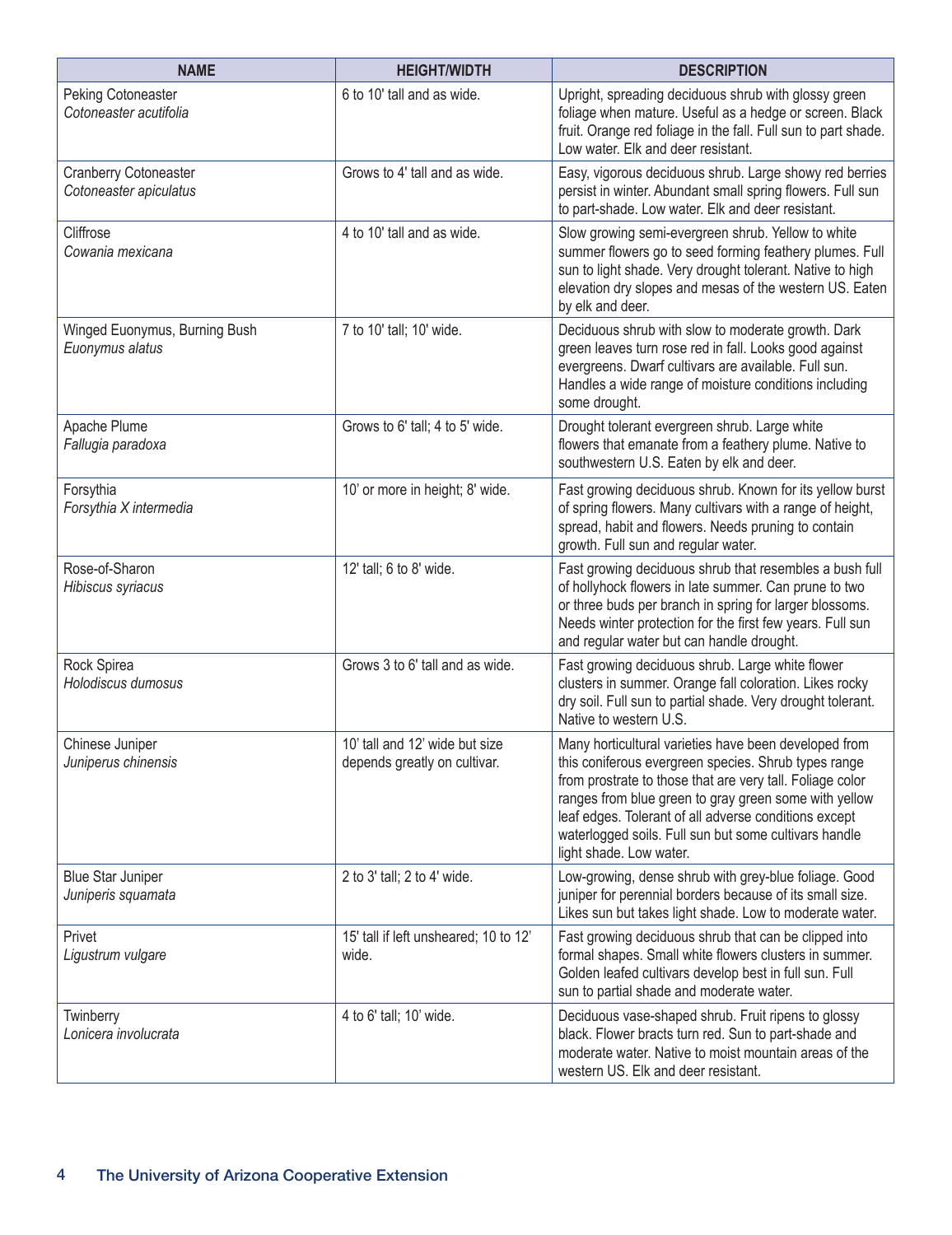| NAME | HEIGHT/WIDTH | DESCRIPTION |
| --- | --- | --- |
| Peking Cotoneaster *Cotoneaster acutifolia* | 6 to 10' tall and as wide. | Upright, spreading deciduous shrub with glossy green foliage when mature. Useful as a hedge or screen. Black fruit. Orange red foliage in the fall. Full sun to part shade. Low water. Elk and deer resistant. |
| Cranberry Cotoneaster *Cotoneaster apiculatus* | Grows to 4' tall and as wide. | Easy, vigorous deciduous shrub. Large showy red berries persist in winter. Abundant small spring flowers. Full sun to part-shade. Low water. Elk and deer resistant. |
| Cliffrose *Cowania mexicana* | 4 to 10' tall and as wide. | Slow growing semi-evergreen shrub. Yellow to white summer flowers go to seed forming feathery plumes. Full sun to light shade. Very drought tolerant. Native to high elevation dry slopes and mesas of the western US. Eaten by elk and deer. |
| Winged Euonymus, Burning Bush *Euonymus alatus* | 7 to 10' tall; 10' wide. | Deciduous shrub with slow to moderate growth. Dark green leaves turn rose red in fall. Looks good against evergreens. Dwarf cultivars are available. Full sun. Handles a wide range of moisture conditions including some drought. |
| Apache Plume *Fallugia paradoxa* | Grows to 6' tall; 4 to 5' wide. | Drought tolerant evergreen shrub. Large white flowers that emanate from a feathery plume. Native to southwestern U.S. Eaten by elk and deer. |
| Forsythia *Forsythia X intermedia* | 10' or more in height; 8' wide. | Fast growing deciduous shrub. Known for its yellow burst of spring flowers. Many cultivars with a range of height, spread, habit and flowers. Needs pruning to contain growth. Full sun and regular water. |
| Rose-of-Sharon *Hibiscus syriacus* | 12' tall; 6 to 8' wide. | Fast growing deciduous shrub that resembles a bush full of hollyhock flowers in late summer. Can prune to two or three buds per branch in spring for larger blossoms. Needs winter protection for the first few years. Full sun and regular water but can handle drought. |
| Rock Spirea *Holodiscus dumosus* | Grows 3 to 6' tall and as wide. | Fast growing deciduous shrub. Large white flower clusters in summer. Orange fall coloration. Likes rocky dry soil. Full sun to partial shade. Very drought tolerant. Native to western U.S. |
| Chinese Juniper *Juniperus chinensis* | 10' tall and 12' wide but size depends greatly on cultivar. | Many horticultural varieties have been developed from this coniferous evergreen species. Shrub types range from prostrate to those that are very tall. Foliage color ranges from blue green to gray green some with yellow leaf edges. Tolerant of all adverse conditions except waterlogged soils. Full sun but some cultivars handle light shade. Low water. |
| Blue Star Juniper *Juniperis squamata* | 2 to 3' tall; 2 to 4' wide. | Low-growing, dense shrub with grey-blue foliage. Good juniper for perennial borders because of its small size. Likes sun but takes light shade. Low to moderate water. |
| Privet *Ligustrum vulgare* | 15' tall if left unsheared; 10 to 12' wide. | Fast growing deciduous shrub that can be clipped into formal shapes. Small white flowers clusters in summer. Golden leafed cultivars develop best in full sun. Full sun to partial shade and moderate water. |
| Twinberry *Lonicera involucrata* | 4 to 6' tall; 10' wide. | Deciduous vase-shaped shrub. Fruit ripens to glossy black. Flower bracts turn red. Sun to part-shade and moderate water. Native to moist mountain areas of the western US. Elk and deer resistant. |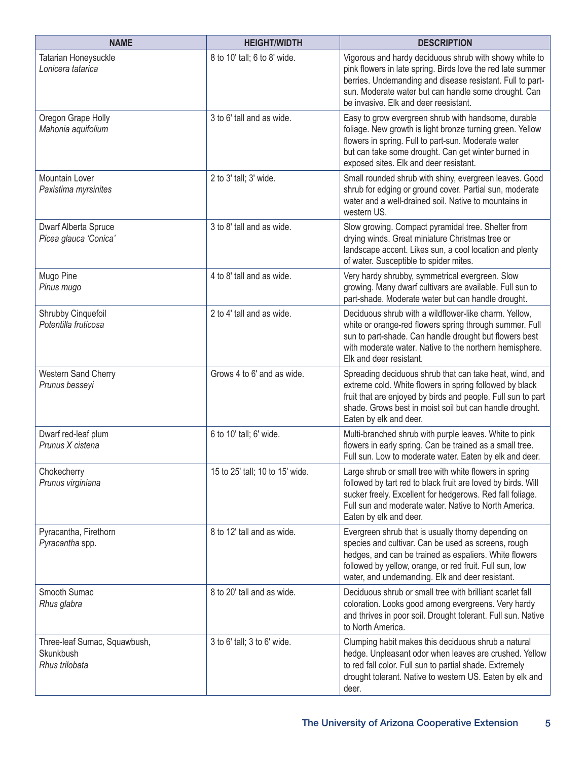| NAME | HEIGHT/WIDTH | DESCRIPTION |
| --- | --- | --- |
| Tatarian Honeysuckle *Lonicera tatarica* | 8 to 10' tall; 6 to 8' wide. | Vigorous and hardy deciduous shrub with showy white to pink flowers in late spring. Birds love the red late summer berries. Undemanding and disease resistant. Full to part-sun. Moderate water but can handle some drought. Can be invasive. Elk and deer reesistant. |
| Oregon Grape Holly *Mahonia aquifolium* | 3 to 6' tall and as wide. | Easy to grow evergreen shrub with handsome, durable foliage. New growth is light bronze turning green. Yellow flowers in spring. Full to part-sun. Moderate water but can take some drought. Can get winter burned in exposed sites. Elk and deer resistant. |
| Mountain Lover *Paxistima myrsinites* | 2 to 3' tall; 3' wide. | Small rounded shrub with shiny, evergreen leaves. Good shrub for edging or ground cover. Partial sun, moderate water and a well-drained soil. Native to mountains in western US. |
| Dwarf Alberta Spruce *Picea glauca 'Conica'* | 3 to 8' tall and as wide. | Slow growing. Compact pyramidal tree. Shelter from drying winds. Great miniature Christmas tree or landscape accent. Likes sun, a cool location and plenty of water. Susceptible to spider mites. |
| Mugo Pine *Pinus mugo* | 4 to 8' tall and as wide. | Very hardy shrubby, symmetrical evergreen. Slow growing. Many dwarf cultivars are available. Full sun to part-shade. Moderate water but can handle drought. |
| Shrubby Cinquefoil *Potentilla fruticosa* | 2 to 4' tall and as wide. | Deciduous shrub with a wildflower-like charm. Yellow, white or orange-red flowers spring through summer. Full sun to part-shade. Can handle drought but flowers best with moderate water. Native to the northern hemisphere. Elk and deer resistant. |
| Western Sand Cherry *Prunus besseyi* | Grows 4 to 6' and as wide. | Spreading deciduous shrub that can take heat, wind, and extreme cold. White flowers in spring followed by black fruit that are enjoyed by birds and people. Full sun to part shade. Grows best in moist soil but can handle drought. Eaten by elk and deer. |
| Dwarf red-leaf plum *Prunus X cistena* | 6 to 10' tall; 6' wide. | Multi-branched shrub with purple leaves. White to pink flowers in early spring. Can be trained as a small tree. Full sun. Low to moderate water. Eaten by elk and deer. |
| Chokecherry *Prunus virginiana* | 15 to 25' tall; 10 to 15' wide. | Large shrub or small tree with white flowers in spring followed by tart red to black fruit are loved by birds. Will sucker freely. Excellent for hedgerows. Red fall foliage. Full sun and moderate water. Native to North America. Eaten by elk and deer. |
| Pyracantha, Firethorn *Pyracantha* spp. | 8 to 12' tall and as wide. | Evergreen shrub that is usually thorny depending on species and cultivar. Can be used as screens, rough hedges, and can be trained as espaliers. White flowers followed by yellow, orange, or red fruit. Full sun, low water, and undemanding. Elk and deer resistant. |
| Smooth Sumac *Rhus glabra* | 8 to 20' tall and as wide. | Deciduous shrub or small tree with brilliant scarlet fall coloration. Looks good among evergreens. Very hardy and thrives in poor soil. Drought tolerant. Full sun. Native to North America. |
| Three-leaf Sumac, Squawbush, Skunkbush *Rhus trilobata* | 3 to 6' tall; 3 to 6' wide. | Clumping habit makes this deciduous shrub a natural hedge. Unpleasant odor when leaves are crushed. Yellow to red fall color. Full sun to partial shade. Extremely drought tolerant. Native to western US. Eaten by elk and deer. |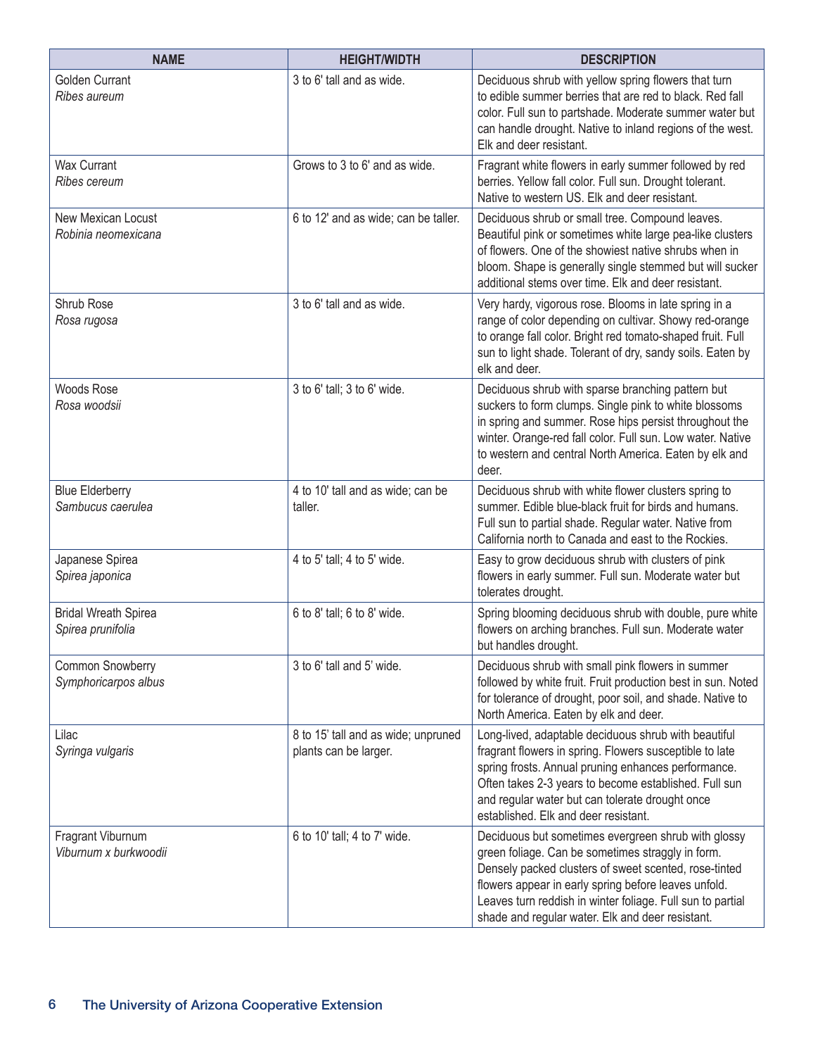| NAME | HEIGHT/WIDTH | DESCRIPTION |
|---|---|---|
| Golden Currant *Ribes aureum* | 3 to 6' tall and as wide. | Deciduous shrub with yellow spring flowers that turn to edible summer berries that are red to black. Red fall color. Full sun to partshade. Moderate summer water but can handle drought. Native to inland regions of the west. Elk and deer resistant. |
| Wax Currant *Ribes cereum* | Grows to 3 to 6' and as wide. | Fragrant white flowers in early summer followed by red berries. Yellow fall color. Full sun. Drought tolerant. Native to western US. Elk and deer resistant. |
| New Mexican Locust *Robinia neomexicana* | 6 to 12' and as wide; can be taller. | Deciduous shrub or small tree. Compound leaves. Beautiful pink or sometimes white large pea-like clusters of flowers. One of the showiest native shrubs when in bloom. Shape is generally single stemmed but will sucker additional stems over time. Elk and deer resistant. |
| Shrub Rose *Rosa rugosa* | 3 to 6' tall and as wide. | Very hardy, vigorous rose. Blooms in late spring in a range of color depending on cultivar. Showy red-orange to orange fall color. Bright red tomato-shaped fruit. Full sun to light shade. Tolerant of dry, sandy soils. Eaten by elk and deer. |
| Woods Rose *Rosa woodsii* | 3 to 6' tall; 3 to 6' wide. | Deciduous shrub with sparse branching pattern but suckers to form clumps. Single pink to white blossoms in spring and summer. Rose hips persist throughout the winter. Orange-red fall color. Full sun. Low water. Native to western and central North America. Eaten by elk and deer. |
| Blue Elderberry *Sambucus caerulea* | 4 to 10' tall and as wide; can be taller. | Deciduous shrub with white flower clusters spring to summer. Edible blue-black fruit for birds and humans. Full sun to partial shade. Regular water. Native from California north to Canada and east to the Rockies. |
| Japanese Spirea *Spirea japonica* | 4 to 5' tall; 4 to 5' wide. | Easy to grow deciduous shrub with clusters of pink flowers in early summer. Full sun. Moderate water but tolerates drought. |
| Bridal Wreath Spirea *Spirea prunifolia* | 6 to 8' tall; 6 to 8' wide. | Spring blooming deciduous shrub with double, pure white flowers on arching branches. Full sun. Moderate water but handles drought. |
| Common Snowberry *Symphoricarpos albus* | 3 to 6' tall and 5' wide. | Deciduous shrub with small pink flowers in summer followed by white fruit. Fruit production best in sun. Noted for tolerance of drought, poor soil, and shade. Native to North America. Eaten by elk and deer. |
| Lilac *Syringa vulgaris* | 8 to 15' tall and as wide; unpruned plants can be larger. | Long-lived, adaptable deciduous shrub with beautiful fragrant flowers in spring. Flowers susceptible to late spring frosts. Annual pruning enhances performance. Often takes 2-3 years to become established. Full sun and regular water but can tolerate drought once established. Elk and deer resistant. |
| Fragrant Viburnum *Viburnum x burkwoodii* | 6 to 10' tall; 4 to 7' wide. | Deciduous but sometimes evergreen shrub with glossy green foliage. Can be sometimes straggly in form. Densely packed clusters of sweet scented, rose-tinted flowers appear in early spring before leaves unfold. Leaves turn reddish in winter foliage. Full sun to partial shade and regular water. Elk and deer resistant. |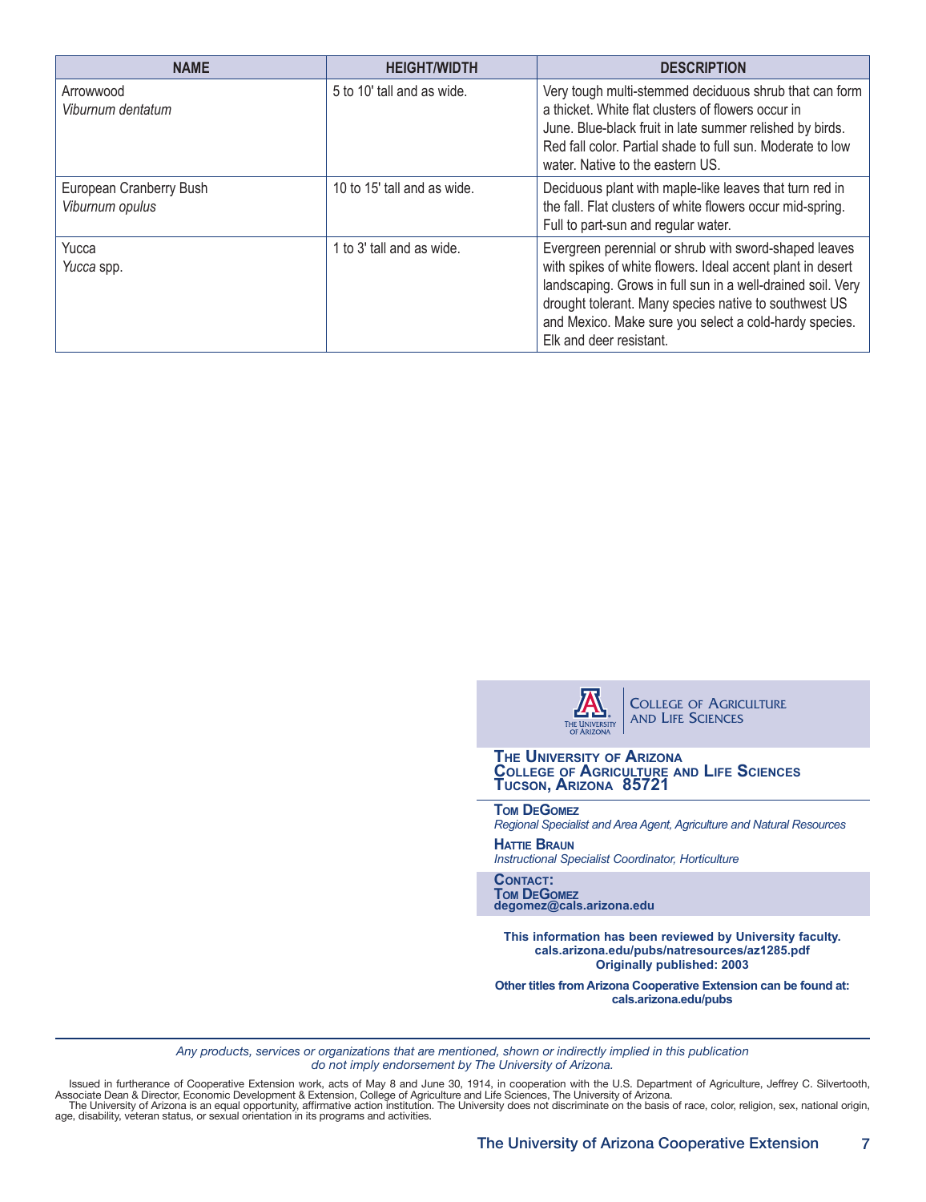| NAME | HEIGHT/WIDTH | DESCRIPTION |
|---|---|---|
| Arrowwood *Viburnum dentatum* | 5 to 10' tall and as wide. | Very tough multi-stemmed deciduous shrub that can form a thicket. White flat clusters of flowers occur in June. Blue-black fruit in late summer relished by birds. Red fall color. Partial shade to full sun. Moderate to low water. Native to the eastern US. |
| European Cranberry Bush *Viburnum opulus* | 10 to 15' tall and as wide. | Deciduous plant with maple-like leaves that turn red in the fall. Flat clusters of white flowers occur mid-spring. Full to part-sun and regular water. |
| Yucca *Yucca* spp. | 1 to 3' tall and as wide. | Evergreen perennial or shrub with sword-shaped leaves with spikes of white flowers. Ideal accent plant in desert landscaping. Grows in full sun in a well-drained soil. Very drought tolerant. Many species native to southwest US and Mexico. Make sure you select a cold-hardy species. Elk and deer resistant. |

The University of Arizona
College of Agriculture and Life Sciences

**The University of Arizona**
**College of Agriculture and Life Sciences**
**Tucson, Arizona 85721**

**Tom DeGomez**
*Regional Specialist and Area Agent, Agriculture and Natural Resources*

**Hattie Braun**
*Instructional Specialist Coordinator, Horticulture*

**Contact:**
**Tom DeGomez**
**degomez@cals.arizona.edu**

**This information has been reviewed by University faculty.**
**cals.arizona.edu/pubs/natresources/az1285.pdf**
**Originally published: 2003**

**Other titles from Arizona Cooperative Extension can be found at:**
**cals.arizona.edu/pubs**

*Any products, services or organizations that are mentioned, shown or indirectly implied in this publication do not imply endorsement by The University of Arizona.*

Issued in furtherance of Cooperative Extension work, acts of May 8 and June 30, 1914, in cooperation with the U.S. Department of Agriculture, Jeffrey C. Silvertooth, Associate Dean & Director, Economic Development & Extension, College of Agriculture and Life Sciences, The University of Arizona.
The University of Arizona is an equal opportunity, affirmative action institution. The University does not discriminate on the basis of race, color, religion, sex, national origin, age, disability, veteran status, or sexual orientation in its programs and activities.